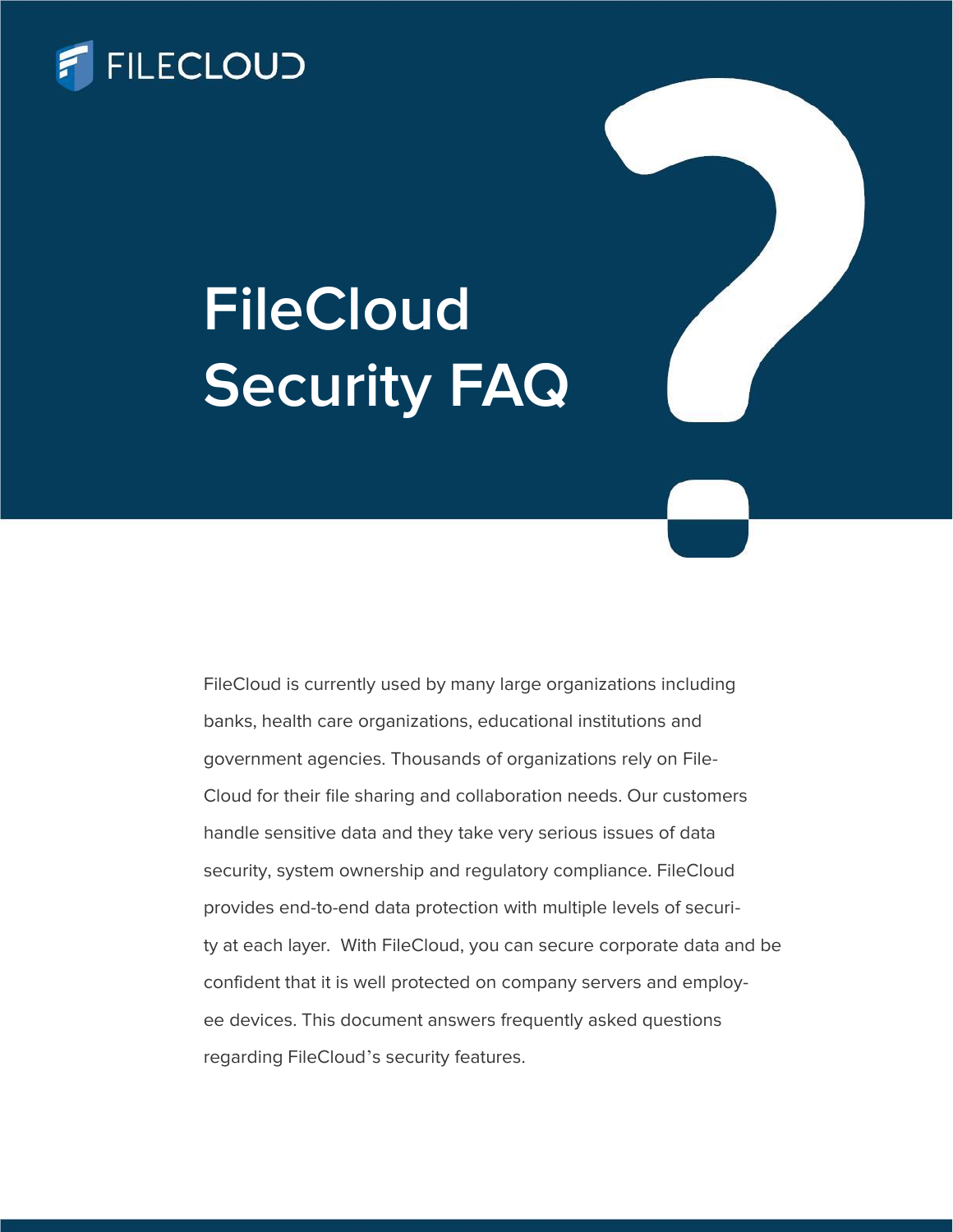FILECLOUD

# FileCloud Security FAQ

FileCloud is currently used by many large organizations including banks, health care organizations, educational institutions and government agencies. Thousands of organizations rely on FileCloud for their file sharing and collaboration needs. Our customers handle sensitive data and they take very serious issues of data security, system ownership and regulatory compliance. FileCloud provides end-to-end data protection with multiple levels of security at each layer. With FileCloud, you can secure corporate data and be confident that it is well protected on company servers and employee devices. This document answers frequently asked questions regarding FileCloud's security features.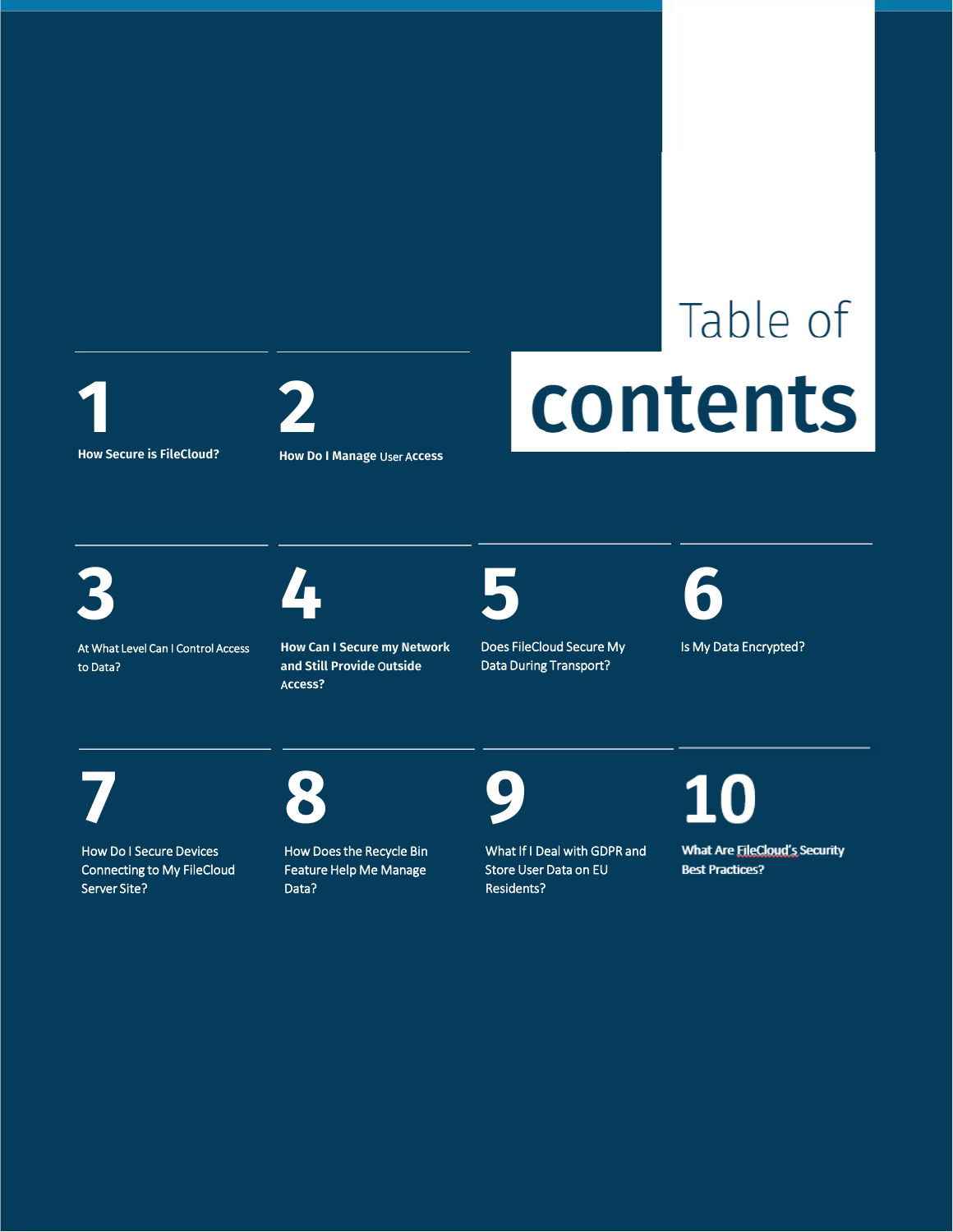# Table of contents

1. How Secure is FileCloud?
2. How Do I Manage User Access
3. At What Level Can I Control Access to Data?
4. How Can I Secure my Network and Still Provide Outside Access?
5. Does FileCloud Secure My Data During Transport?
6. Is My Data Encrypted?
7. How Do I Secure Devices Connecting to My FileCloud Server Site?
8. How Does the Recycle Bin Feature Help Me Manage Data?
9. What If I Deal with GDPR and Store User Data on EU Residents?
10. What Are FileCloud's Security Best Practices?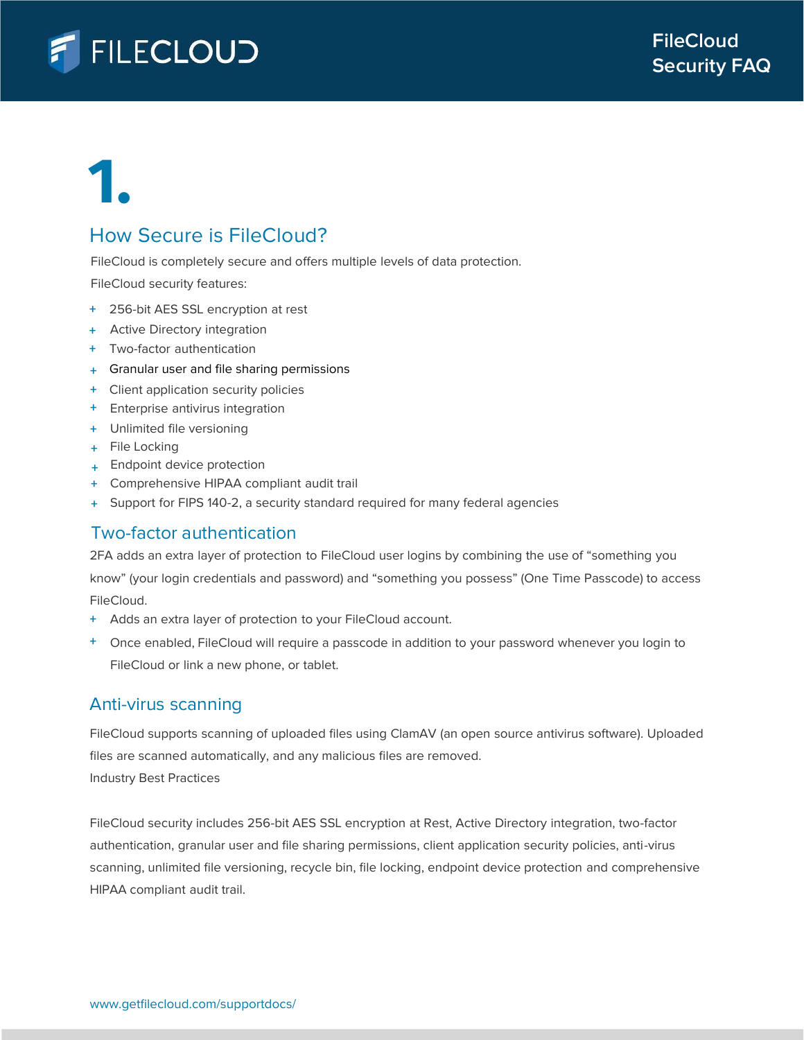# 1.

## How Secure is FileCloud?

FileCloud is completely secure and offers multiple levels of data protection.

FileCloud security features:

- 256-bit AES SSL encryption at rest
- Active Directory integration
- Two-factor authentication
- Granular user and file sharing permissions
- Client application security policies
- Enterprise antivirus integration
- Unlimited file versioning
- File Locking
- Endpoint device protection
- Comprehensive HIPAA compliant audit trail
- Support for FIPS 140-2, a security standard required for many federal agencies

## Two-factor authentication

2FA adds an extra layer of protection to FileCloud user logins by combining the use of "something you know" (your login credentials and password) and "something you possess" (One Time Passcode) to access FileCloud.

- Adds an extra layer of protection to your FileCloud account.
- Once enabled, FileCloud will require a passcode in addition to your password whenever you login to FileCloud or link a new phone, or tablet.

## Anti-virus scanning

FileCloud supports scanning of uploaded files using ClamAV (an open source antivirus software). Uploaded files are scanned automatically, and any malicious files are removed.
Industry Best Practices

FileCloud security includes 256-bit AES SSL encryption at Rest, Active Directory integration, two-factor authentication, granular user and file sharing permissions, client application security policies, anti-virus scanning, unlimited file versioning, recycle bin, file locking, endpoint device protection and comprehensive HIPAA compliant audit trail.

www.getfilecloud.com/supportdocs/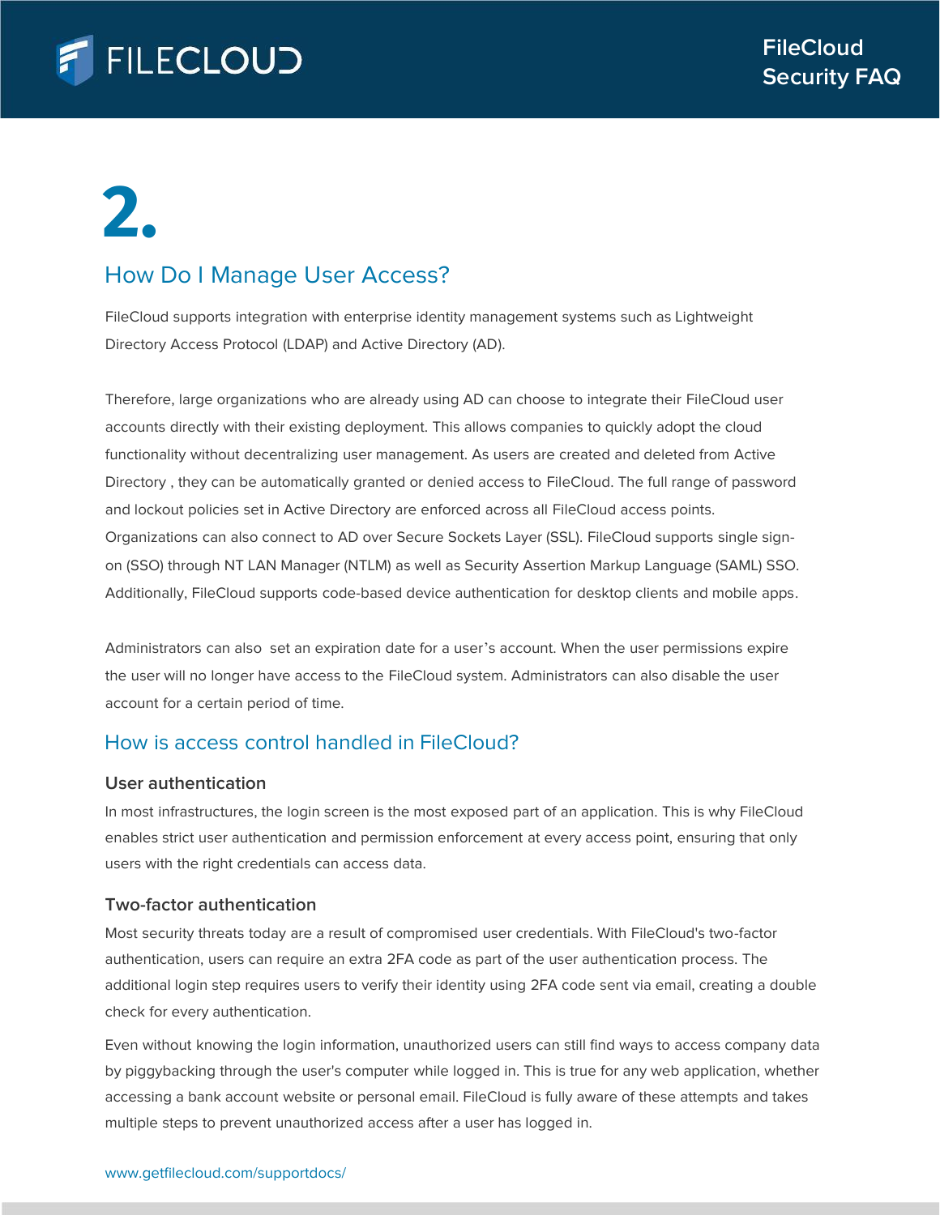# 2.

## How Do I Manage User Access?

FileCloud supports integration with enterprise identity management systems such as Lightweight Directory Access Protocol (LDAP) and Active Directory (AD).

Therefore, large organizations who are already using AD can choose to integrate their FileCloud user accounts directly with their existing deployment. This allows companies to quickly adopt the cloud functionality without decentralizing user management. As users are created and deleted from Active Directory , they can be automatically granted or denied access to FileCloud. The full range of password and lockout policies set in Active Directory are enforced across all FileCloud access points. Organizations can also connect to AD over Secure Sockets Layer (SSL). FileCloud supports single sign-on (SSO) through NT LAN Manager (NTLM) as well as Security Assertion Markup Language (SAML) SSO. Additionally, FileCloud supports code-based device authentication for desktop clients and mobile apps.

Administrators can also set an expiration date for a user's account. When the user permissions expire the user will no longer have access to the FileCloud system. Administrators can also disable the user account for a certain period of time.

## How is access control handled in FileCloud?

### User authentication

In most infrastructures, the login screen is the most exposed part of an application. This is why FileCloud enables strict user authentication and permission enforcement at every access point, ensuring that only users with the right credentials can access data.

### Two-factor authentication

Most security threats today are a result of compromised user credentials. With FileCloud's two-factor authentication, users can require an extra 2FA code as part of the user authentication process. The additional login step requires users to verify their identity using 2FA code sent via email, creating a double check for every authentication.

Even without knowing the login information, unauthorized users can still find ways to access company data by piggybacking through the user's computer while logged in. This is true for any web application, whether accessing a bank account website or personal email. FileCloud is fully aware of these attempts and takes multiple steps to prevent unauthorized access after a user has logged in.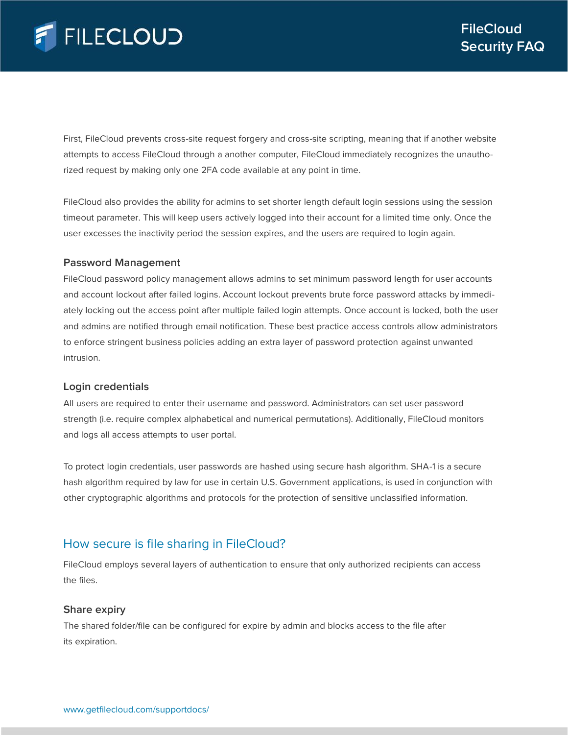First, FileCloud prevents cross-site request forgery and cross-site scripting, meaning that if another website attempts to access FileCloud through a another computer, FileCloud immediately recognizes the unauthorized request by making only one 2FA code available at any point in time.

FileCloud also provides the ability for admins to set shorter length default login sessions using the session timeout parameter. This will keep users actively logged into their account for a limited time only. Once the user excesses the inactivity period the session expires, and the users are required to login again.

### Password Management

FileCloud password policy management allows admins to set minimum password length for user accounts and account lockout after failed logins. Account lockout prevents brute force password attacks by immediately locking out the access point after multiple failed login attempts. Once account is locked, both the user and admins are notified through email notification. These best practice access controls allow administrators to enforce stringent business policies adding an extra layer of password protection against unwanted intrusion.

### Login credentials

All users are required to enter their username and password. Administrators can set user password strength (i.e. require complex alphabetical and numerical permutations). Additionally, FileCloud monitors and logs all access attempts to user portal.

To protect login credentials, user passwords are hashed using secure hash algorithm. SHA-1 is a secure hash algorithm required by law for use in certain U.S. Government applications, is used in conjunction with other cryptographic algorithms and protocols for the protection of sensitive unclassified information.

## How secure is file sharing in FileCloud?

FileCloud employs several layers of authentication to ensure that only authorized recipients can access the files.

### Share expiry

The shared folder/file can be configured for expire by admin and blocks access to the file after its expiration.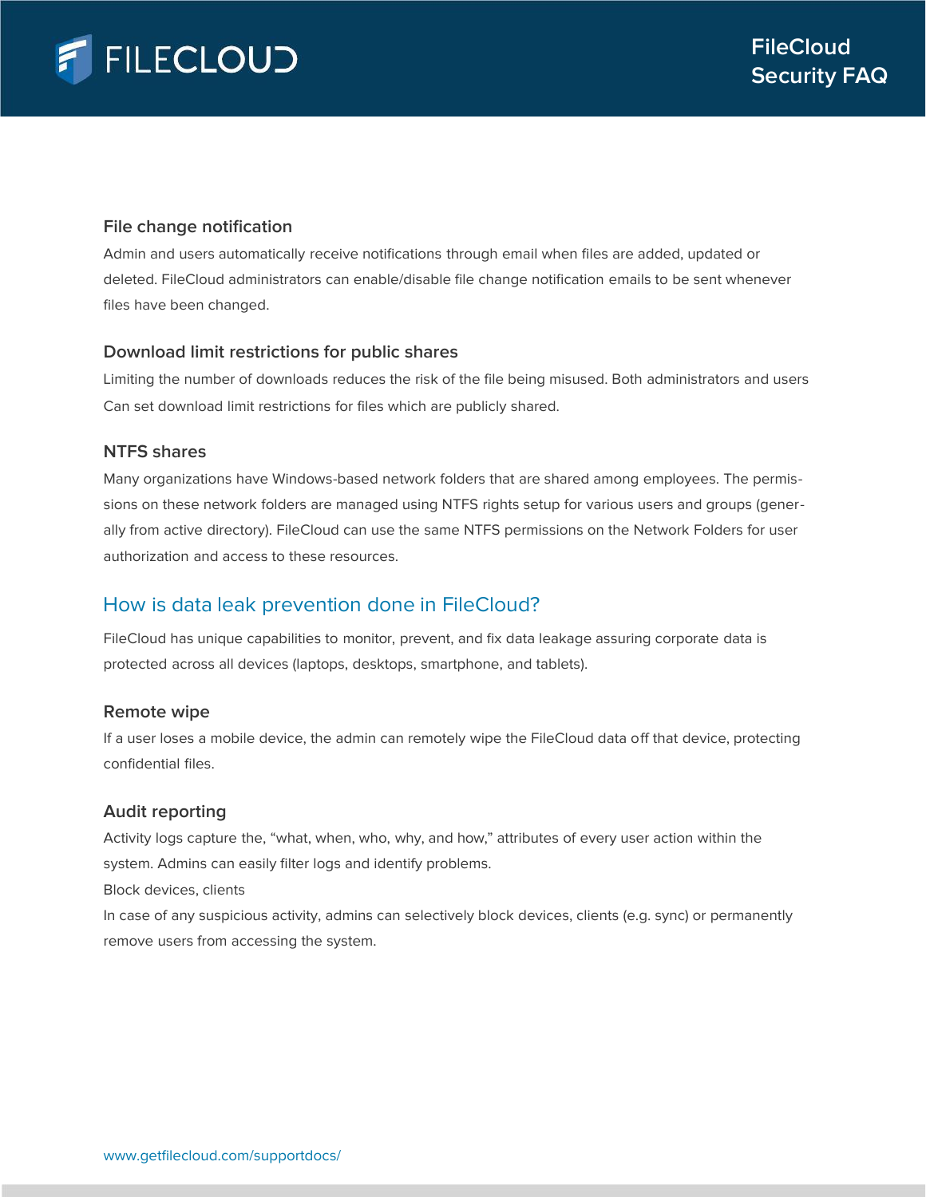### File change notification

Admin and users automatically receive notifications through email when files are added, updated or deleted. FileCloud administrators can enable/disable file change notification emails to be sent whenever files have been changed.

### Download limit restrictions for public shares

Limiting the number of downloads reduces the risk of the file being misused. Both administrators and users Can set download limit restrictions for files which are publicly shared.

### NTFS shares

Many organizations have Windows-based network folders that are shared among employees. The permissions on these network folders are managed using NTFS rights setup for various users and groups (generally from active directory). FileCloud can use the same NTFS permissions on the Network Folders for user authorization and access to these resources.

## How is data leak prevention done in FileCloud?

FileCloud has unique capabilities to monitor, prevent, and fix data leakage assuring corporate data is protected across all devices (laptops, desktops, smartphone, and tablets).

### Remote wipe

If a user loses a mobile device, the admin can remotely wipe the FileCloud data off that device, protecting confidential files.

### Audit reporting

Activity logs capture the, "what, when, who, why, and how," attributes of every user action within the system. Admins can easily filter logs and identify problems.

Block devices, clients

In case of any suspicious activity, admins can selectively block devices, clients (e.g. sync) or permanently remove users from accessing the system.

www.getfilecloud.com/supportdocs/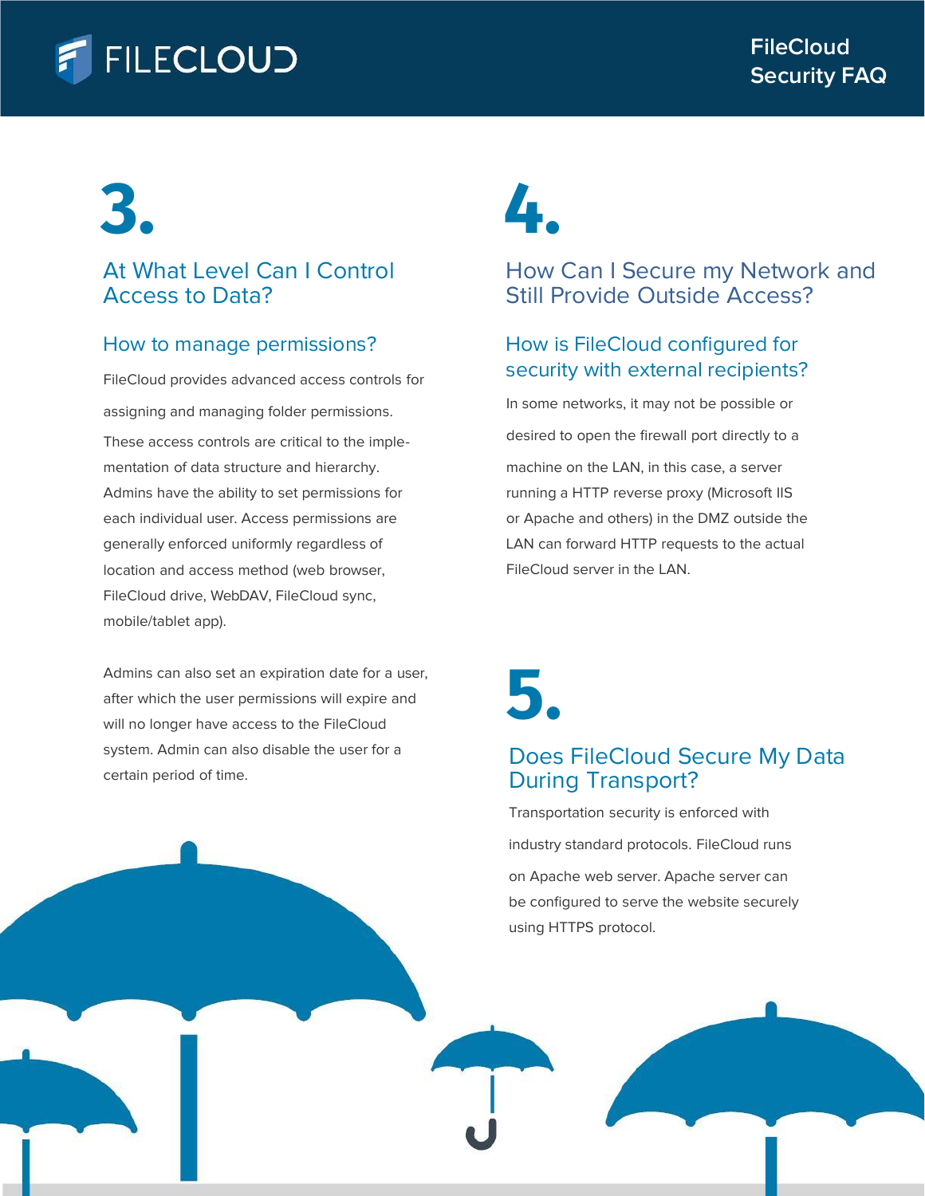# 3.

## At What Level Can I Control Access to Data?

### How to manage permissions?

FileCloud provides advanced access controls for assigning and managing folder permissions. These access controls are critical to the implementation of data structure and hierarchy. Admins have the ability to set permissions for each individual user. Access permissions are generally enforced uniformly regardless of location and access method (web browser, FileCloud drive, WebDAV, FileCloud sync, mobile/tablet app).

Admins can also set an expiration date for a user, after which the user permissions will expire and will no longer have access to the FileCloud system. Admin can also disable the user for a certain period of time.

# 4.

## How Can I Secure my Network and Still Provide Outside Access?

### How is FileCloud configured for security with external recipients?

In some networks, it may not be possible or desired to open the firewall port directly to a machine on the LAN, in this case, a server running a HTTP reverse proxy (Microsoft IIS or Apache and others) in the DMZ outside the LAN can forward HTTP requests to the actual FileCloud server in the LAN.

# 5.

## Does FileCloud Secure My Data During Transport?

Transportation security is enforced with industry standard protocols. FileCloud runs on Apache web server. Apache server can be configured to serve the website securely using HTTPS protocol.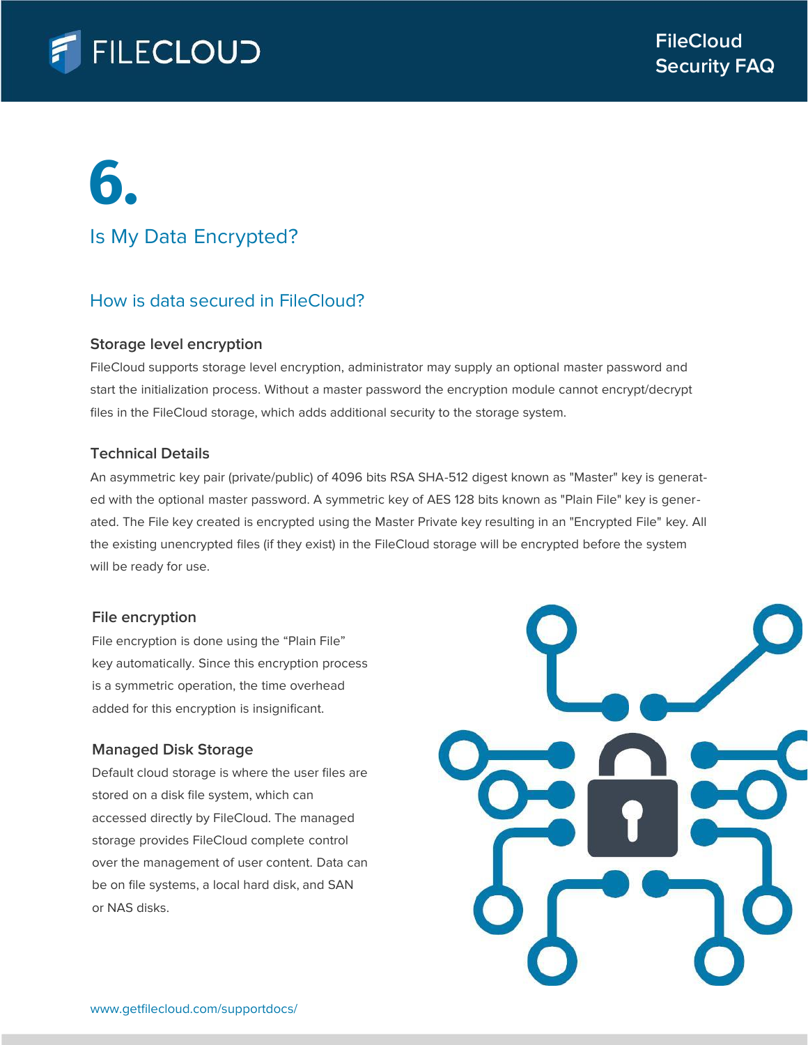# 6.

## Is My Data Encrypted?

### How is data secured in FileCloud?

#### Storage level encryption

FileCloud supports storage level encryption, administrator may supply an optional master password and start the initialization process. Without a master password the encryption module cannot encrypt/decrypt files in the FileCloud storage, which adds additional security to the storage system.

#### Technical Details

An asymmetric key pair (private/public) of 4096 bits RSA SHA-512 digest known as "Master" key is generated with the optional master password. A symmetric key of AES 128 bits known as "Plain File" key is generated. The File key created is encrypted using the Master Private key resulting in an "Encrypted File" key. All the existing unencrypted files (if they exist) in the FileCloud storage will be encrypted before the system will be ready for use.

#### File encryption

File encryption is done using the “Plain File” key automatically. Since this encryption process is a symmetric operation, the time overhead added for this encryption is insignificant.

#### Managed Disk Storage

Default cloud storage is where the user files are stored on a disk file system, which can accessed directly by FileCloud. The managed storage provides FileCloud complete control over the management of user content. Data can be on file systems, a local hard disk, and SAN or NAS disks.

www.getfilecloud.com/supportdocs/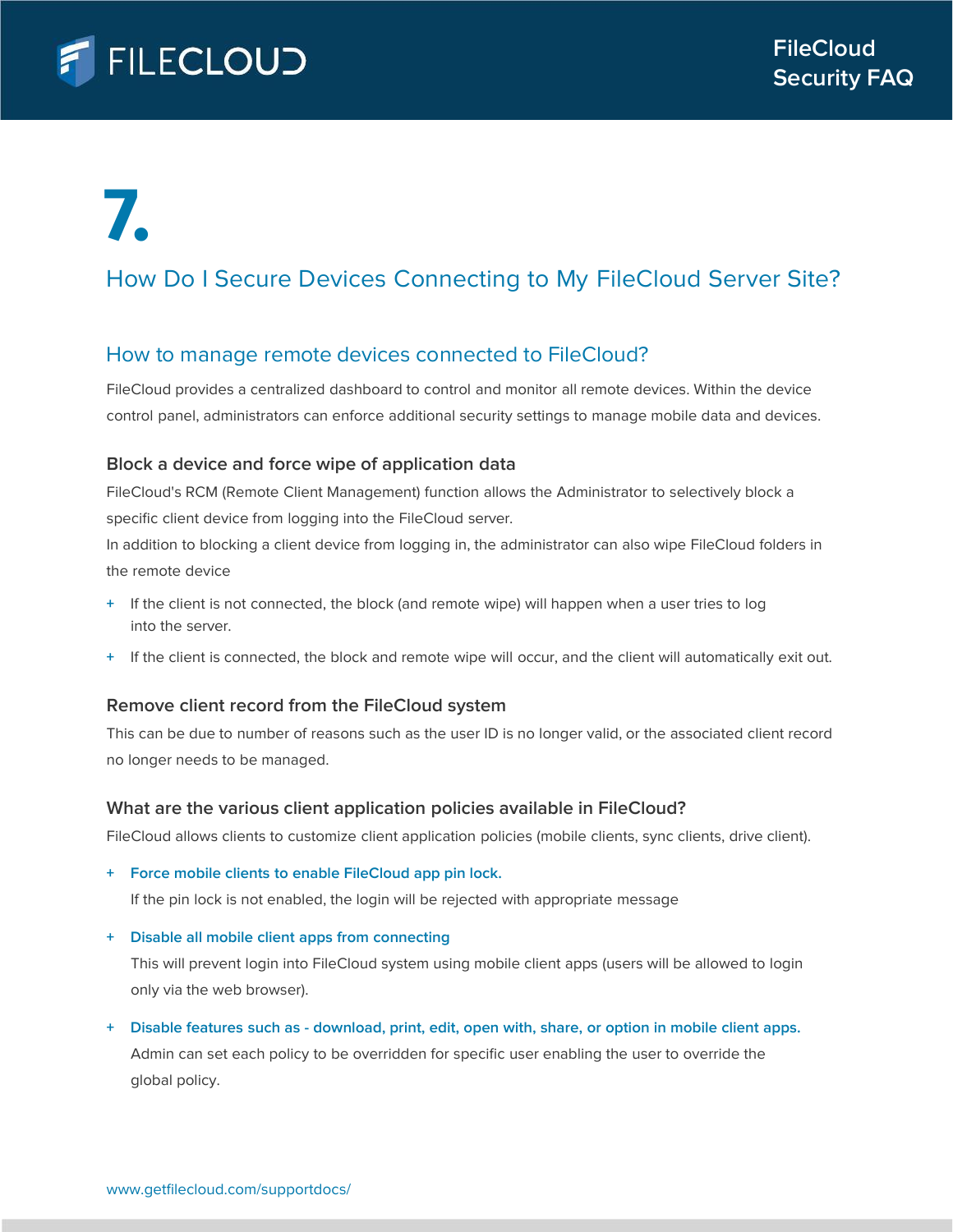# 7.

## How Do I Secure Devices Connecting to My FileCloud Server Site?

### How to manage remote devices connected to FileCloud?

FileCloud provides a centralized dashboard to control and monitor all remote devices. Within the device control panel, administrators can enforce additional security settings to manage mobile data and devices.

#### Block a device and force wipe of application data

FileCloud's RCM (Remote Client Management) function allows the Administrator to selectively block a specific client device from logging into the FileCloud server.

In addition to blocking a client device from logging in, the administrator can also wipe FileCloud folders in the remote device

+ If the client is not connected, the block (and remote wipe) will happen when a user tries to log into the server.
+ If the client is connected, the block and remote wipe will occur, and the client will automatically exit out.

#### Remove client record from the FileCloud system

This can be due to number of reasons such as the user ID is no longer valid, or the associated client record no longer needs to be managed.

#### What are the various client application policies available in FileCloud?

FileCloud allows clients to customize client application policies (mobile clients, sync clients, drive client).

+ **Force mobile clients to enable FileCloud app pin lock.**
  If the pin lock is not enabled, the login will be rejected with appropriate message
+ **Disable all mobile client apps from connecting**
  This will prevent login into FileCloud system using mobile client apps (users will be allowed to login only via the web browser).
+ **Disable features such as - download, print, edit, open with, share, or option in mobile client apps.**
  Admin can set each policy to be overridden for specific user enabling the user to override the global policy.

www.getfilecloud.com/supportdocs/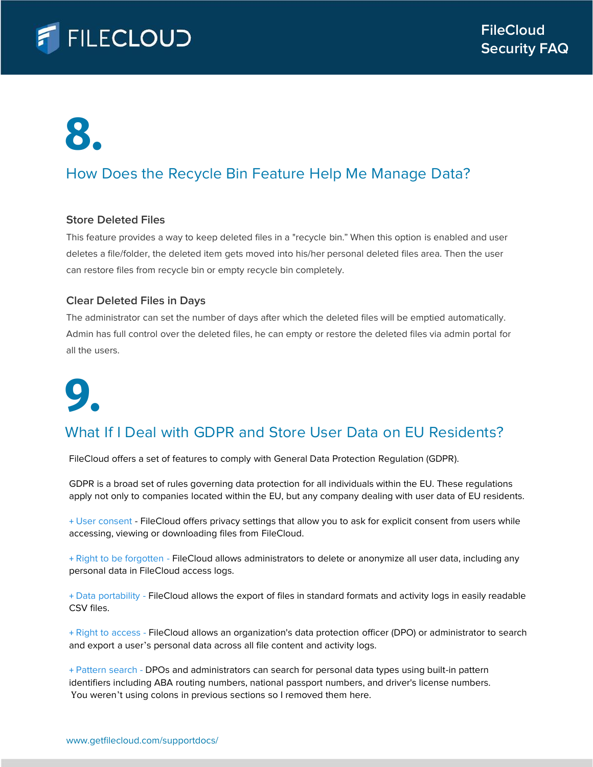# 8.

## How Does the Recycle Bin Feature Help Me Manage Data?

### Store Deleted Files

This feature provides a way to keep deleted files in a "recycle bin." When this option is enabled and user deletes a file/folder, the deleted item gets moved into his/her personal deleted files area. Then the user can restore files from recycle bin or empty recycle bin completely.

### Clear Deleted Files in Days

The administrator can set the number of days after which the deleted files will be emptied automatically. Admin has full control over the deleted files, he can empty or restore the deleted files via admin portal for all the users.

# 9.

## What If I Deal with GDPR and Store User Data on EU Residents?

FileCloud offers a set of features to comply with General Data Protection Regulation (GDPR).

GDPR is a broad set of rules governing data protection for all individuals within the EU. These regulations apply not only to companies located within the EU, but any company dealing with user data of EU residents.

+ User consent - FileCloud offers privacy settings that allow you to ask for explicit consent from users while accessing, viewing or downloading files from FileCloud.

+ Right to be forgotten - FileCloud allows administrators to delete or anonymize all user data, including any personal data in FileCloud access logs.

+ Data portability - FileCloud allows the export of files in standard formats and activity logs in easily readable CSV files.

+ Right to access - FileCloud allows an organization's data protection officer (DPO) or administrator to search and export a user's personal data across all file content and activity logs.

+ Pattern search - DPOs and administrators can search for personal data types using built-in pattern identifiers including ABA routing numbers, national passport numbers, and driver's license numbers.
You weren't using colons in previous sections so I removed them here.

www.getfilecloud.com/supportdocs/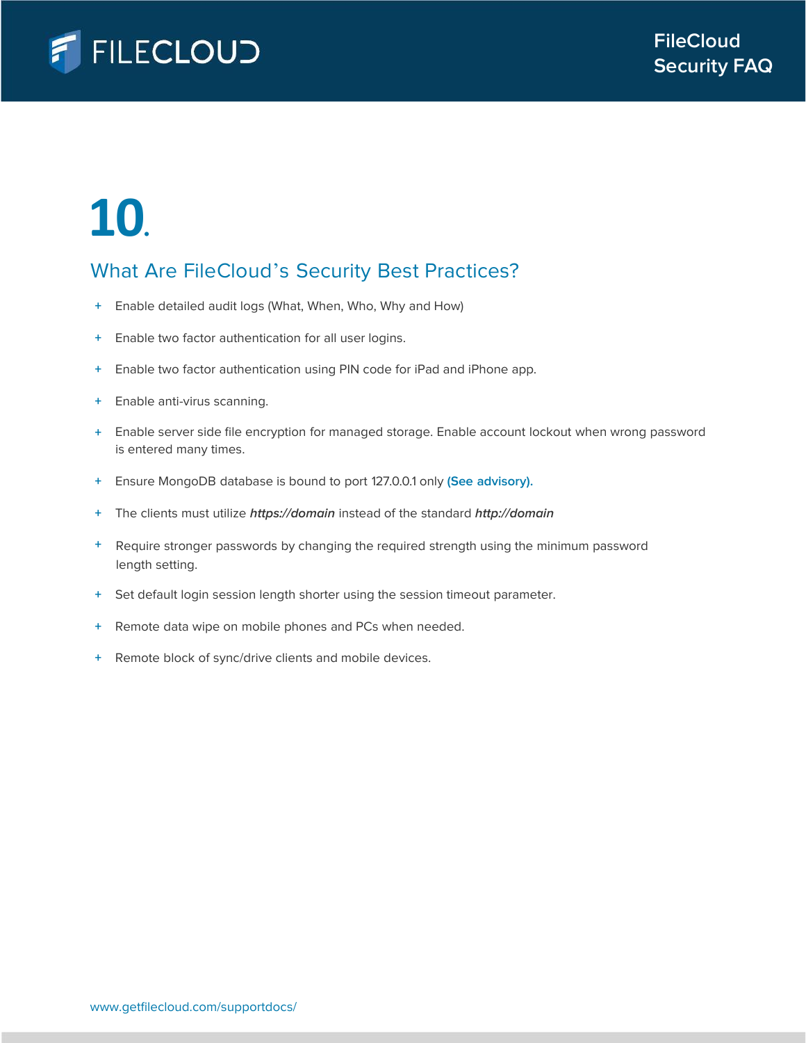# 10.

## What Are FileCloud's Security Best Practices?

- Enable detailed audit logs (What, When, Who, Why and How)
- Enable two factor authentication for all user logins.
- Enable two factor authentication using PIN code for iPad and iPhone app.
- Enable anti-virus scanning.
- Enable server side file encryption for managed storage. Enable account lockout when wrong password is entered many times.
- Ensure MongoDB database is bound to port 127.0.0.1 only **(See advisory).**
- The clients must utilize ***https://domain*** instead of the standard ***http://domain***
- Require stronger passwords by changing the required strength using the minimum password length setting.
- Set default login session length shorter using the session timeout parameter.
- Remote data wipe on mobile phones and PCs when needed.
- Remote block of sync/drive clients and mobile devices.